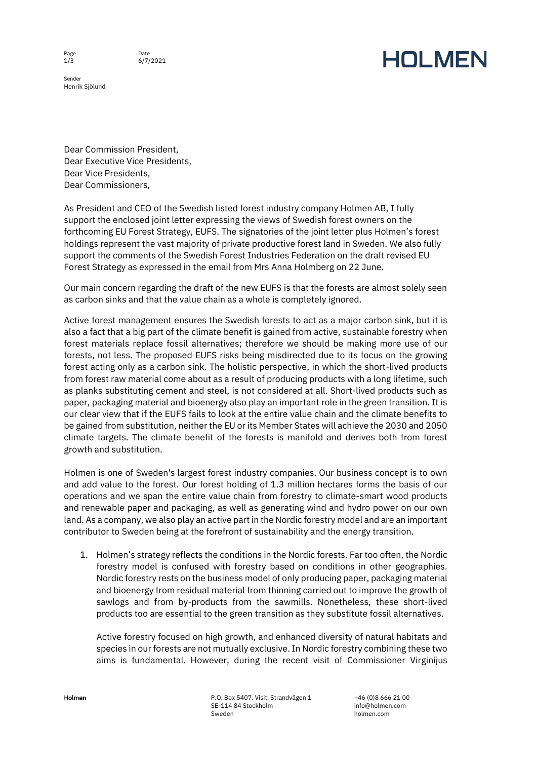Date
6/7/2021

Sender
Henrik Sjölund

# HOLMEN

Dear Commission President,
Dear Executive Vice Presidents,
Dear Vice Presidents,
Dear Commissioners,

As President and CEO of the Swedish listed forest industry company Holmen AB, I fully support the enclosed joint letter expressing the views of Swedish forest owners on the forthcoming EU Forest Strategy, EUFS. The signatories of the joint letter plus Holmen's forest holdings represent the vast majority of private productive forest land in Sweden. We also fully support the comments of the Swedish Forest Industries Federation on the draft revised EU Forest Strategy as expressed in the email from Mrs Anna Holmberg on 22 June.

Our main concern regarding the draft of the new EUFS is that the forests are almost solely seen as carbon sinks and that the value chain as a whole is completely ignored.

Active forest management ensures the Swedish forests to act as a major carbon sink, but it is also a fact that a big part of the climate benefit is gained from active, sustainable forestry when forest materials replace fossil alternatives; therefore we should be making more use of our forests, not less. The proposed EUFS risks being misdirected due to its focus on the growing forest acting only as a carbon sink. The holistic perspective, in which the short-lived products from forest raw material come about as a result of producing products with a long lifetime, such as planks substituting cement and steel, is not considered at all. Short-lived products such as paper, packaging material and bioenergy also play an important role in the green transition. It is our clear view that if the EUFS fails to look at the entire value chain and the climate benefits to be gained from substitution, neither the EU or its Member States will achieve the 2030 and 2050 climate targets. The climate benefit of the forests is manifold and derives both from forest growth and substitution.

Holmen is one of Sweden's largest forest industry companies. Our business concept is to own and add value to the forest. Our forest holding of 1.3 million hectares forms the basis of our operations and we span the entire value chain from forestry to climate-smart wood products and renewable paper and packaging, as well as generating wind and hydro power on our own land. As a company, we also play an active part in the Nordic forestry model and are an important contributor to Sweden being at the forefront of sustainability and the energy transition.

1. Holmen's strategy reflects the conditions in the Nordic forests. Far too often, the Nordic forestry model is confused with forestry based on conditions in other geographies. Nordic forestry rests on the business model of only producing paper, packaging material and bioenergy from residual material from thinning carried out to improve the growth of sawlogs and from by-products from the sawmills. Nonetheless, these short-lived products too are essential to the green transition as they substitute fossil alternatives.

   Active forestry focused on high growth, and enhanced diversity of natural habitats and species in our forests are not mutually exclusive. In Nordic forestry combining these two aims is fundamental. However, during the recent visit of Commissioner Virginijus

Holmen

P.O. Box 5407. Visit: Strandvägen 1
SE-114 84 Stockholm
Sweden

+46 (0)8 666 21 00
info@holmen.com
holmen.com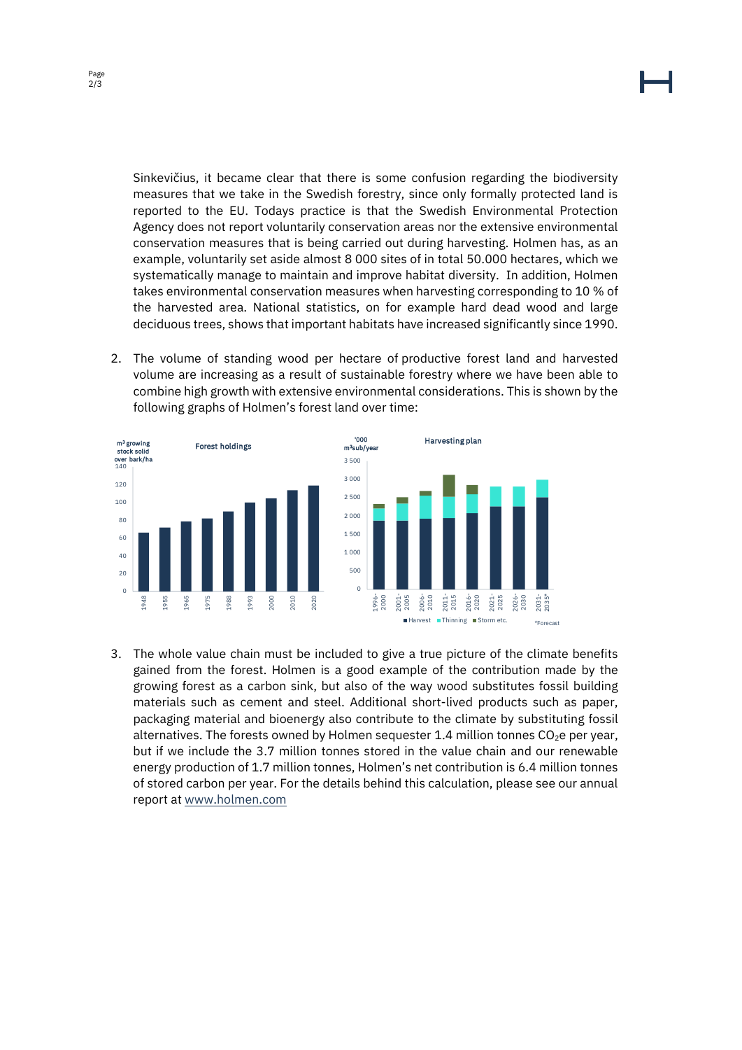Sinkevičius, it became clear that there is some confusion regarding the biodiversity measures that we take in the Swedish forestry, since only formally protected land is reported to the EU. Todays practice is that the Swedish Environmental Protection Agency does not report voluntarily conservation areas nor the extensive environmental conservation measures that is being carried out during harvesting. Holmen has, as an example, voluntarily set aside almost 8 000 sites of in total 50.000 hectares, which we systematically manage to maintain and improve habitat diversity. In addition, Holmen takes environmental conservation measures when harvesting corresponding to 10 % of the harvested area. National statistics, on for example hard dead wood and large deciduous trees, shows that important habitats have increased significantly since 1990.

2. The volume of standing wood per hectare of productive forest land and harvested volume are increasing as a result of sustainable forestry where we have been able to combine high growth with extensive environmental considerations. This is shown by the following graphs of Holmen's forest land over time:

**Forest holdings**

$m^3$ growing stock solid over bark/ha

1948, 1955, 1965, 1975, 1988, 1993, 2000, 2010, 2020

**Harvesting plan**

'000 $m^3$sub/year

1996-2000, 2001-2005, 2006-2010, 2011-2015, 2016-2020, 2021-2025, 2026-2030, 2031-2035*

Harvest, Thinning, Storm etc.

*Forecast

3. The whole value chain must be included to give a true picture of the climate benefits gained from the forest. Holmen is a good example of the contribution made by the growing forest as a carbon sink, but also of the way wood substitutes fossil building materials such as cement and steel. Additional short-lived products such as paper, packaging material and bioenergy also contribute to the climate by substituting fossil alternatives. The forests owned by Holmen sequester 1.4 million tonnes $CO_2e$ per year, but if we include the 3.7 million tonnes stored in the value chain and our renewable energy production of 1.7 million tonnes, Holmen's net contribution is 6.4 million tonnes of stored carbon per year. For the details behind this calculation, please see our annual report at www.holmen.com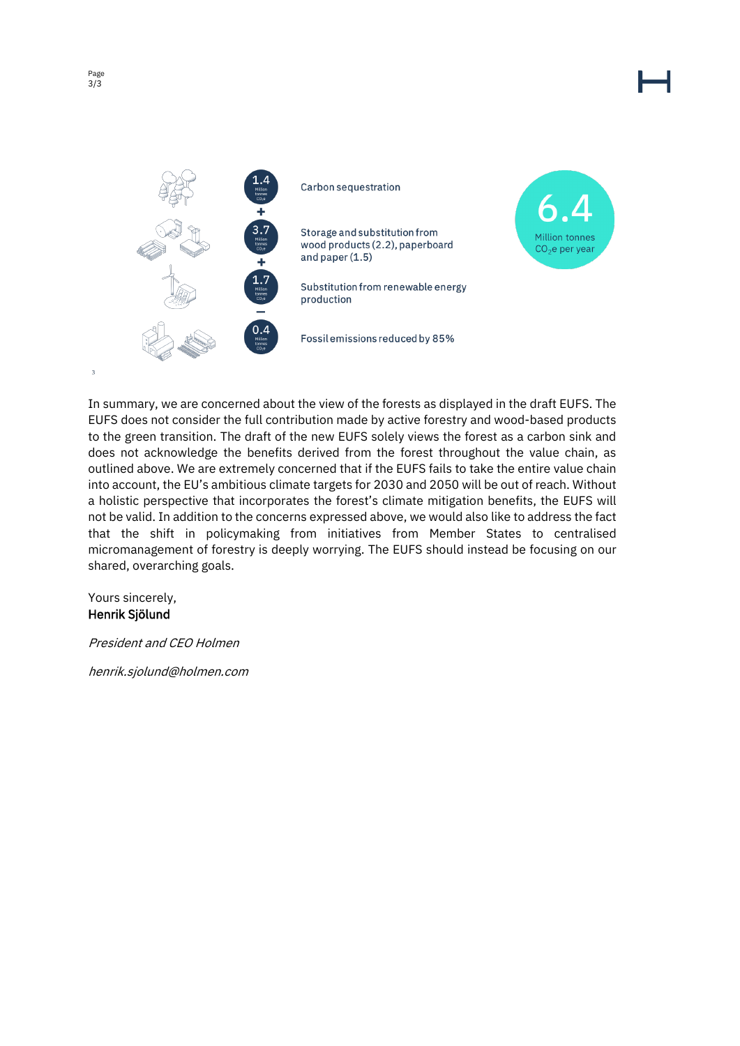1.4 Million tonnes $CO_2e$ — Carbon sequestration

\+

3.7 Million tonnes $CO_2e$ — Storage and substitution from wood products (2.2), paperboard and paper (1.5)

\+

1.7 Million tonnes $CO_2e$ — Substitution from renewable energy production

−

0.4 Million tonnes $CO_2e$ — Fossil emissions reduced by 85%

6.4 Million tonnes $CO_2e$ per year

[3]

In summary, we are concerned about the view of the forests as displayed in the draft EUFS. The EUFS does not consider the full contribution made by active forestry and wood-based products to the green transition. The draft of the new EUFS solely views the forest as a carbon sink and does not acknowledge the benefits derived from the forest throughout the value chain, as outlined above. We are extremely concerned that if the EUFS fails to take the entire value chain into account, the EU's ambitious climate targets for 2030 and 2050 will be out of reach. Without a holistic perspective that incorporates the forest's climate mitigation benefits, the EUFS will not be valid. In addition to the concerns expressed above, we would also like to address the fact that the shift in policymaking from initiatives from Member States to centralised micromanagement of forestry is deeply worrying. The EUFS should instead be focusing on our shared, overarching goals.

Yours sincerely,
**Henrik Sjölund**

*President and CEO Holmen*

*henrik.sjolund@holmen.com*